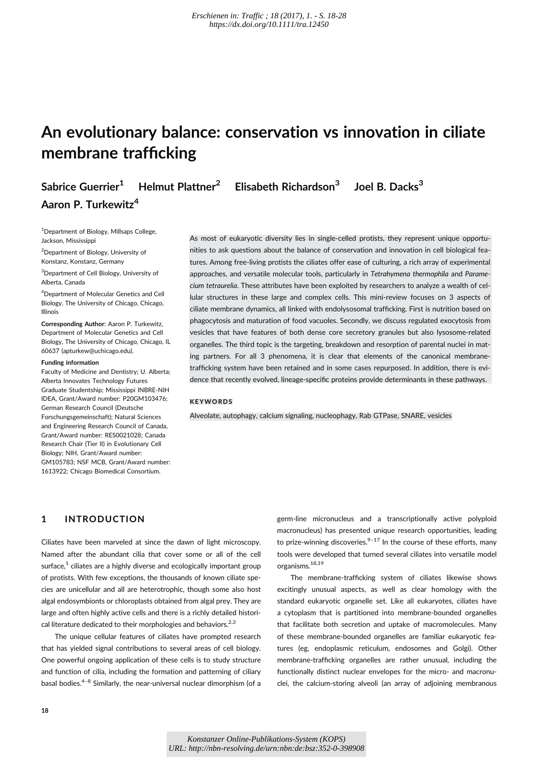# An evolutionary balance: conservation vs innovation in ciliate membrane trafficking

**Sabrice Guerrier[1] Helmut Plattner[2] Elisabeth Richardson[3] Joel B. Dacks[3] Aaron P. Turkewitz[4]**

[1]Department of Biology, Millsaps College, Jackson, Mississippi

[2]Department of Biology, University of Konstanz, Konstanz, Germany

[3]Department of Cell Biology, University of Alberta, Canada

[4]Department of Molecular Genetics and Cell Biology, The University of Chicago, Chicago, Illinois

**Corresponding Author**: Aaron P. Turkewitz, Department of Molecular Genetics and Cell Biology, The University of Chicago, Chicago, IL 60637 (apturkew@uchicago.edu).

**Funding information**

Faculty of Medicine and Dentistry; U. Alberta; Alberta Innovates Technology Futures Graduate Studentship; Mississippi INBRE-NIH IDEA, Grant/Award number: P20GM103476; German Research Council (Deutsche Forschungsgemeinschaft); Natural Sciences and Engineering Research Council of Canada, Grant/Award number: RES0021028; Canada Research Chair (Tier II) in Evolutionary Cell Biology; NIH, Grant/Award number: GM105783; NSF MCB, Grant/Award number: 1613922; Chicago Biomedical Consortium.

As most of eukaryotic diversity lies in single-celled protists, they represent unique opportunities to ask questions about the balance of conservation and innovation in cell biological features. Among free-living protists the ciliates offer ease of culturing, a rich array of experimental approaches, and versatile molecular tools, particularly in *Tetrahymena thermophila* and *Paramecium tetraurelia*. These attributes have been exploited by researchers to analyze a wealth of cellular structures in these large and complex cells. This mini-review focuses on 3 aspects of ciliate membrane dynamics, all linked with endolysosomal trafficking. First is nutrition based on phagocytosis and maturation of food vacuoles. Secondly, we discuss regulated exocytosis from vesicles that have features of both dense core secretory granules but also lysosome-related organelles. The third topic is the targeting, breakdown and resorption of parental nuclei in mating partners. For all 3 phenomena, it is clear that elements of the canonical membrane-trafficking system have been retained and in some cases repurposed. In addition, there is evidence that recently evolved, lineage-specific proteins provide determinants in these pathways.

**KEYWORDS**

Alveolate, autophagy, calcium signaling, nucleophagy, Rab GTPase, SNARE, vesicles

## 1 INTRODUCTION

Ciliates have been marveled at since the dawn of light microscopy. Named after the abundant cilia that cover some or all of the cell surface,[1] ciliates are a highly diverse and ecologically important group of protists. With few exceptions, the thousands of known ciliate species are unicellular and all are heterotrophic, though some also host algal endosymbionts or chloroplasts obtained from algal prey. They are large and often highly active cells and there is a richly detailed historical literature dedicated to their morphologies and behaviors.[2,3]

The unique cellular features of ciliates have prompted research that has yielded signal contributions to several areas of cell biology. One powerful ongoing application of these cells is to study structure and function of cilia, including the formation and patterning of ciliary basal bodies.[4–8] Similarly, the near-universal nuclear dimorphism (of a germ-line micronucleus and a transcriptionally active polyploid macronucleus) has presented unique research opportunities, leading to prize-winning discoveries.[9–17] In the course of these efforts, many tools were developed that turned several ciliates into versatile model organisms.[18,19]

The membrane-trafficking system of ciliates likewise shows excitingly unusual aspects, as well as clear homology with the standard eukaryotic organelle set. Like all eukaryotes, ciliates have a cytoplasm that is partitioned into membrane-bounded organelles that facilitate both secretion and uptake of macromolecules. Many of these membrane-bounded organelles are familiar eukaryotic features (eg, endoplasmic reticulum, endosomes and Golgi). Other membrane-trafficking organelles are rather unusual, including the functionally distinct nuclear envelopes for the micro- and macronuclei, the calcium-storing alveoli (an array of adjoining membranous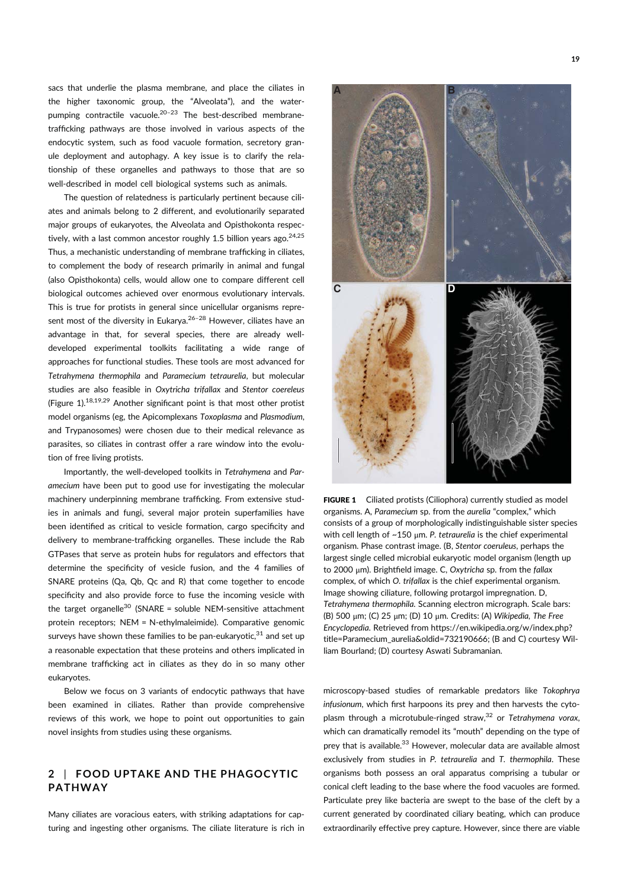sacs that underlie the plasma membrane, and place the ciliates in the higher taxonomic group, the "Alveolata"), and the water-pumping contractile vacuole.[20–23] The best-described membrane-trafficking pathways are those involved in various aspects of the endocytic system, such as food vacuole formation, secretory granule deployment and autophagy. A key issue is to clarify the relationship of these organelles and pathways to those that are so well-described in model cell biological systems such as animals.

The question of relatedness is particularly pertinent because ciliates and animals belong to 2 different, and evolutionarily separated major groups of eukaryotes, the Alveolata and Opisthokonta respectively, with a last common ancestor roughly 1.5 billion years ago.[24,25] Thus, a mechanistic understanding of membrane trafficking in ciliates, to complement the body of research primarily in animal and fungal (also Opisthokonta) cells, would allow one to compare different cell biological outcomes achieved over enormous evolutionary intervals. This is true for protists in general since unicellular organisms represent most of the diversity in Eukarya.[26–28] However, ciliates have an advantage in that, for several species, there are already well-developed experimental toolkits facilitating a wide range of approaches for functional studies. These tools are most advanced for *Tetrahymena thermophila* and *Paramecium tetraurelia*, but molecular studies are also feasible in *Oxytricha trifallax* and *Stentor coereleus* (Figure 1).[18,19,29] Another significant point is that most other protist model organisms (eg, the Apicomplexans *Toxoplasma* and *Plasmodium*, and Trypanosomes) were chosen due to their medical relevance as parasites, so ciliates in contrast offer a rare window into the evolution of free living protists.

Importantly, the well-developed toolkits in *Tetrahymena* and *Paramecium* have been put to good use for investigating the molecular machinery underpinning membrane trafficking. From extensive studies in animals and fungi, several major protein superfamilies have been identified as critical to vesicle formation, cargo specificity and delivery to membrane-trafficking organelles. These include the Rab GTPases that serve as protein hubs for regulators and effectors that determine the specificity of vesicle fusion, and the 4 families of SNARE proteins (Qa, Qb, Qc and R) that come together to encode specificity and also provide force to fuse the incoming vesicle with the target organelle[30] (SNARE = soluble NEM-sensitive attachment protein receptors; NEM = N-ethylmaleimide). Comparative genomic surveys have shown these families to be pan-eukaryotic,[31] and set up a reasonable expectation that these proteins and others implicated in membrane trafficking act in ciliates as they do in so many other eukaryotes.

Below we focus on 3 variants of endocytic pathways that have been examined in ciliates. Rather than provide comprehensive reviews of this work, we hope to point out opportunities to gain novel insights from studies using these organisms.

**FIGURE 1** Ciliated protists (Ciliophora) currently studied as model organisms. A, *Paramecium* sp. from the *aurelia* "complex," which consists of a group of morphologically indistinguishable sister species with cell length of ~150 μm. *P. tetraurelia* is the chief experimental organism. Phase contrast image. (B, *Stentor coeruleus*, perhaps the largest single celled microbial eukaryotic model organism (length up to 2000 μm). Brightfield image. C, *Oxytricha* sp. from the *fallax* complex, of which *O. trifallax* is the chief experimental organism. Image showing ciliature, following protargol impregnation. D, *Tetrahymena thermophila*. Scanning electron micrograph. Scale bars: (B) 500 μm; (C) 25 μm; (D) 10 μm. Credits: (A) *Wikipedia, The Free Encyclopedia*. Retrieved from https://en.wikipedia.org/w/index.php?title=Paramecium_aurelia&oldid=732190666; (B and C) courtesy William Bourland; (D) courtesy Aswati Subramanian.

## 2 | FOOD UPTAKE AND THE PHAGOCYTIC PATHWAY

Many ciliates are voracious eaters, with striking adaptations for capturing and ingesting other organisms. The ciliate literature is rich in microscopy-based studies of remarkable predators like *Tokophrya infusionum*, which first harpoons its prey and then harvests the cytoplasm through a microtubule-ringed straw,[32] or *Tetrahymena vorax*, which can dramatically remodel its "mouth" depending on the type of prey that is available.[33] However, molecular data are available almost exclusively from studies in *P. tetraurelia* and *T. thermophila*. These organisms both possess an oral apparatus comprising a tubular or conical cleft leading to the base where the food vacuoles are formed. Particulate prey like bacteria are swept to the base of the cleft by a current generated by coordinated ciliary beating, which can produce extraordinarily effective prey capture. However, since there are viable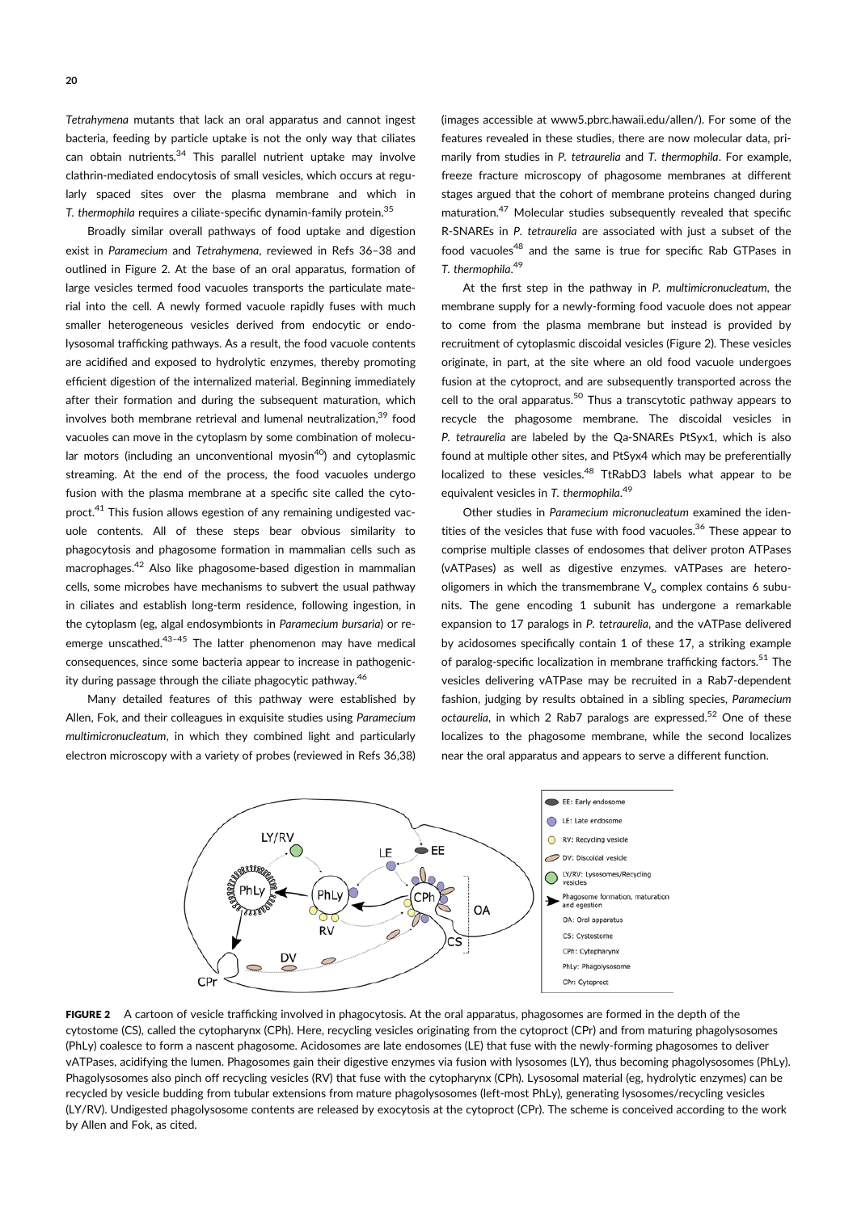*Tetrahymena* mutants that lack an oral apparatus and cannot ingest bacteria, feeding by particle uptake is not the only way that ciliates can obtain nutrients.[34] This parallel nutrient uptake may involve clathrin-mediated endocytosis of small vesicles, which occurs at regularly spaced sites over the plasma membrane and which in *T. thermophila* requires a ciliate-specific dynamin-family protein.[35]

Broadly similar overall pathways of food uptake and digestion exist in *Paramecium* and *Tetrahymena*, reviewed in Refs 36–38 and outlined in Figure 2. At the base of an oral apparatus, formation of large vesicles termed food vacuoles transports the particulate material into the cell. A newly formed vacuole rapidly fuses with much smaller heterogeneous vesicles derived from endocytic or endolysosomal trafficking pathways. As a result, the food vacuole contents are acidified and exposed to hydrolytic enzymes, thereby promoting efficient digestion of the internalized material. Beginning immediately after their formation and during the subsequent maturation, which involves both membrane retrieval and lumenal neutralization,[39] food vacuoles can move in the cytoplasm by some combination of molecular motors (including an unconventional myosin[40]) and cytoplasmic streaming. At the end of the process, the food vacuoles undergo fusion with the plasma membrane at a specific site called the cytoproct.[41] This fusion allows egestion of any remaining undigested vacuole contents. All of these steps bear obvious similarity to phagocytosis and phagosome formation in mammalian cells such as macrophages.[42] Also like phagosome-based digestion in mammalian cells, some microbes have mechanisms to subvert the usual pathway in ciliates and establish long-term residence, following ingestion, in the cytoplasm (eg, algal endosymbionts in *Paramecium bursaria*) or re-emerge unscathed.[43–45] The latter phenomenon may have medical consequences, since some bacteria appear to increase in pathogenicity during passage through the ciliate phagocytic pathway.[46]

Many detailed features of this pathway were established by Allen, Fok, and their colleagues in exquisite studies using *Paramecium multimicronucleatum*, in which they combined light and particularly electron microscopy with a variety of probes (reviewed in Refs 36,38) (images accessible at www5.pbrc.hawaii.edu/allen/). For some of the features revealed in these studies, there are now molecular data, primarily from studies in *P. tetraurelia* and *T. thermophila*. For example, freeze fracture microscopy of phagosome membranes at different stages argued that the cohort of membrane proteins changed during maturation.[47] Molecular studies subsequently revealed that specific R-SNAREs in *P. tetraurelia* are associated with just a subset of the food vacuoles[48] and the same is true for specific Rab GTPases in *T. thermophila*.[49]

At the first step in the pathway in *P. multimicronucleatum*, the membrane supply for a newly-forming food vacuole does not appear to come from the plasma membrane but instead is provided by recruitment of cytoplasmic discoidal vesicles (Figure 2). These vesicles originate, in part, at the site where an old food vacuole undergoes fusion at the cytoproct, and are subsequently transported across the cell to the oral apparatus.[50] Thus a transcytotic pathway appears to recycle the phagosome membrane. The discoidal vesicles in *P. tetraurelia* are labeled by the Qa-SNAREs PtSyx1, which is also found at multiple other sites, and PtSyx4 which may be preferentially localized to these vesicles.[48] TtRabD3 labels what appear to be equivalent vesicles in *T. thermophila*.[49]

Other studies in *Paramecium micronucleatum* examined the identities of the vesicles that fuse with food vacuoles.[36] These appear to comprise multiple classes of endosomes that deliver proton ATPases (vATPases) as well as digestive enzymes. vATPases are hetero-oligomers in which the transmembrane $V_o$ complex contains 6 subunits. The gene encoding 1 subunit has undergone a remarkable expansion to 17 paralogs in *P. tetraurelia*, and the vATPase delivered by acidosomes specifically contain 1 of these 17, a striking example of paralog-specific localization in membrane trafficking factors.[51] The vesicles delivering vATPase may be recruited in a Rab7-dependent fashion, judging by results obtained in a sibling species, *Paramecium octaurelia*, in which 2 Rab7 paralogs are expressed.[52] One of these localizes to the phagosome membrane, while the second localizes near the oral apparatus and appears to serve a different function.

**FIGURE 2** A cartoon of vesicle trafficking involved in phagocytosis. At the oral apparatus, phagosomes are formed in the depth of the cytostome (CS), called the cytopharynx (CPh). Here, recycling vesicles originating from the cytoproct (CPr) and from maturing phagolysosomes (PhLy) coalesce to form a nascent phagosome. Acidosomes are late endosomes (LE) that fuse with the newly-forming phagosomes to deliver vATPases, acidifying the lumen. Phagosomes gain their digestive enzymes via fusion with lysosomes (LY), thus becoming phagolysosomes (PhLy). Phagolysosomes also pinch off recycling vesicles (RV) that fuse with the cytopharynx (CPh). Lysosomal material (eg, hydrolytic enzymes) can be recycled by vesicle budding from tubular extensions from mature phagolysosomes (left-most PhLy), generating lysosomes/recycling vesicles (LY/RV). Undigested phagolysosome contents are released by exocytosis at the cytoproct (CPr). The scheme is conceived according to the work by Allen and Fok, as cited.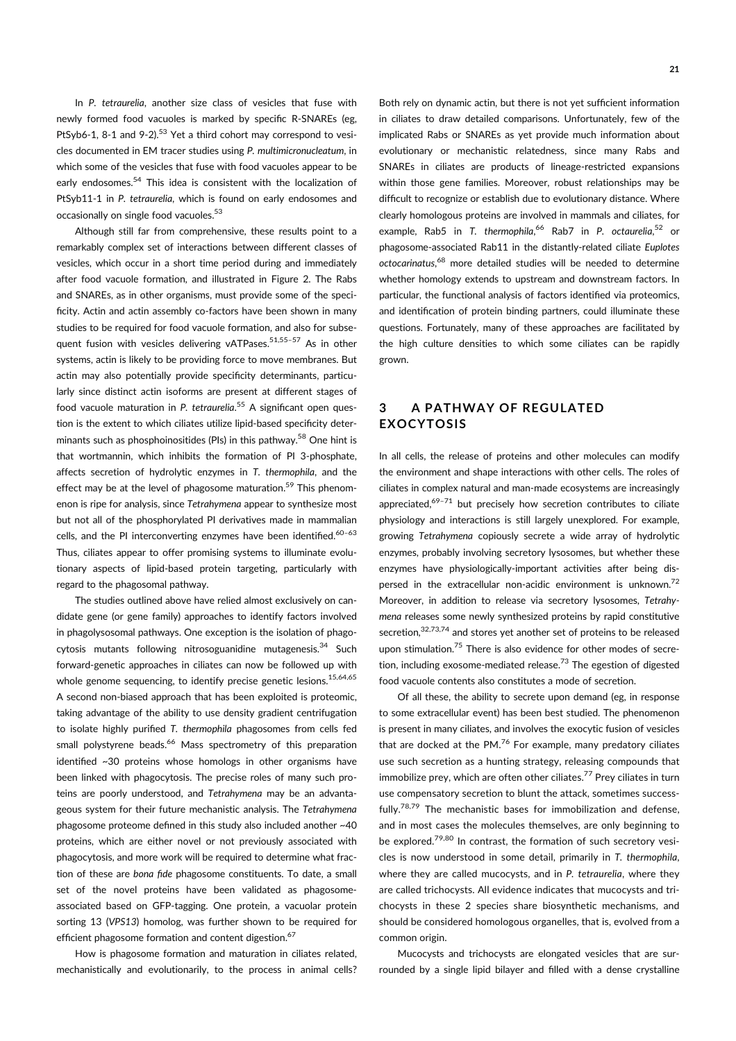In *P. tetraurelia*, another size class of vesicles that fuse with newly formed food vacuoles is marked by specific R-SNAREs (eg, PtSyb6-1, 8-1 and 9-2).[53] Yet a third cohort may correspond to vesicles documented in EM tracer studies using *P. multimicronucleatum*, in which some of the vesicles that fuse with food vacuoles appear to be early endosomes.[54] This idea is consistent with the localization of PtSyb11-1 in *P. tetraurelia*, which is found on early endosomes and occasionally on single food vacuoles.[53]

Although still far from comprehensive, these results point to a remarkably complex set of interactions between different classes of vesicles, which occur in a short time period during and immediately after food vacuole formation, and illustrated in Figure 2. The Rabs and SNAREs, as in other organisms, must provide some of the specificity. Actin and actin assembly co-factors have been shown in many studies to be required for food vacuole formation, and also for subsequent fusion with vesicles delivering vATPases.[51,55–57] As in other systems, actin is likely to be providing force to move membranes. But actin may also potentially provide specificity determinants, particularly since distinct actin isoforms are present at different stages of food vacuole maturation in *P. tetraurelia*.[55] A significant open question is the extent to which ciliates utilize lipid-based specificity determinants such as phosphoinositides (PIs) in this pathway.[58] One hint is that wortmannin, which inhibits the formation of PI 3-phosphate, affects secretion of hydrolytic enzymes in *T. thermophila*, and the effect may be at the level of phagosome maturation.[59] This phenomenon is ripe for analysis, since *Tetrahymena* appear to synthesize most but not all of the phosphorylated PI derivatives made in mammalian cells, and the PI interconverting enzymes have been identified.[60–63] Thus, ciliates appear to offer promising systems to illuminate evolutionary aspects of lipid-based protein targeting, particularly with regard to the phagosomal pathway.

The studies outlined above have relied almost exclusively on candidate gene (or gene family) approaches to identify factors involved in phagolysosomal pathways. One exception is the isolation of phagocytosis mutants following nitrosoguanidine mutagenesis.[34] Such forward-genetic approaches in ciliates can now be followed up with whole genome sequencing, to identify precise genetic lesions.[15,64,65] A second non-biased approach that has been exploited is proteomic, taking advantage of the ability to use density gradient centrifugation to isolate highly purified *T. thermophila* phagosomes from cells fed small polystyrene beads.[66] Mass spectrometry of this preparation identified ~30 proteins whose homologs in other organisms have been linked with phagocytosis. The precise roles of many such proteins are poorly understood, and *Tetrahymena* may be an advantageous system for their future mechanistic analysis. The *Tetrahymena* phagosome proteome defined in this study also included another ~40 proteins, which are either novel or not previously associated with phagocytosis, and more work will be required to determine what fraction of these are *bona fide* phagosome constituents. To date, a small set of the novel proteins have been validated as phagosome-associated based on GFP-tagging. One protein, a vacuolar protein sorting 13 (*VPS13*) homolog, was further shown to be required for efficient phagosome formation and content digestion.[67]

How is phagosome formation and maturation in ciliates related, mechanistically and evolutionarily, to the process in animal cells? Both rely on dynamic actin, but there is not yet sufficient information in ciliates to draw detailed comparisons. Unfortunately, few of the implicated Rabs or SNAREs as yet provide much information about evolutionary or mechanistic relatedness, since many Rabs and SNAREs in ciliates are products of lineage-restricted expansions within those gene families. Moreover, robust relationships may be difficult to recognize or establish due to evolutionary distance. Where clearly homologous proteins are involved in mammals and ciliates, for example, Rab5 in *T. thermophila*,[66] Rab7 in *P. octaurelia*,[52] or phagosome-associated Rab11 in the distantly-related ciliate *Euplotes octocarinatus*,[68] more detailed studies will be needed to determine whether homology extends to upstream and downstream factors. In particular, the functional analysis of factors identified via proteomics, and identification of protein binding partners, could illuminate these questions. Fortunately, many of these approaches are facilitated by the high culture densities to which some ciliates can be rapidly grown.

## 3 A PATHWAY OF REGULATED EXOCYTOSIS

In all cells, the release of proteins and other molecules can modify the environment and shape interactions with other cells. The roles of ciliates in complex natural and man-made ecosystems are increasingly appreciated,[69–71] but precisely how secretion contributes to ciliate physiology and interactions is still largely unexplored. For example, growing *Tetrahymena* copiously secrete a wide array of hydrolytic enzymes, probably involving secretory lysosomes, but whether these enzymes have physiologically-important activities after being dispersed in the extracellular non-acidic environment is unknown.[72] Moreover, in addition to release via secretory lysosomes, *Tetrahymena* releases some newly synthesized proteins by rapid constitutive secretion,[32,73,74] and stores yet another set of proteins to be released upon stimulation.[75] There is also evidence for other modes of secretion, including exosome-mediated release.[73] The egestion of digested food vacuole contents also constitutes a mode of secretion.

Of all these, the ability to secrete upon demand (eg, in response to some extracellular event) has been best studied. The phenomenon is present in many ciliates, and involves the exocytic fusion of vesicles that are docked at the PM.[76] For example, many predatory ciliates use such secretion as a hunting strategy, releasing compounds that immobilize prey, which are often other ciliates.[77] Prey ciliates in turn use compensatory secretion to blunt the attack, sometimes successfully.[78,79] The mechanistic bases for immobilization and defense, and in most cases the molecules themselves, are only beginning to be explored.[79,80] In contrast, the formation of such secretory vesicles is now understood in some detail, primarily in *T. thermophila*, where they are called mucocysts, and in *P. tetraurelia*, where they are called trichocysts. All evidence indicates that mucocysts and trichocysts in these 2 species share biosynthetic mechanisms, and should be considered homologous organelles, that is, evolved from a common origin.

Mucocysts and trichocysts are elongated vesicles that are surrounded by a single lipid bilayer and filled with a dense crystalline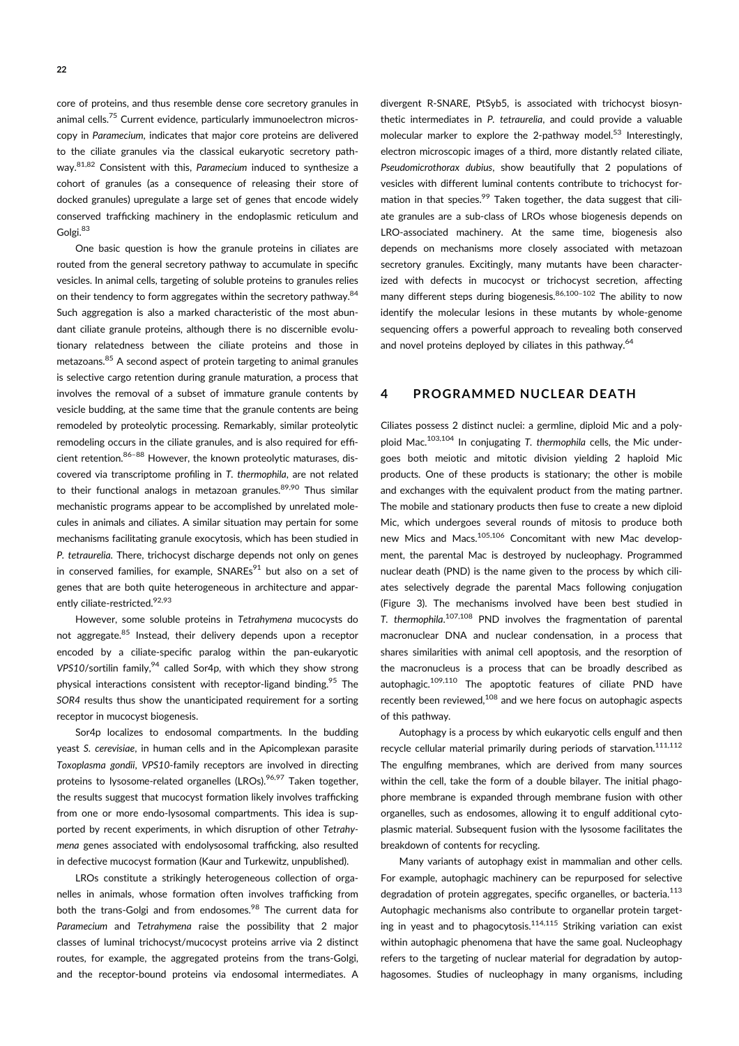core of proteins, and thus resemble dense core secretory granules in animal cells.[75] Current evidence, particularly immunoelectron microscopy in *Paramecium*, indicates that major core proteins are delivered to the ciliate granules via the classical eukaryotic secretory pathway.[81,82] Consistent with this, *Paramecium* induced to synthesize a cohort of granules (as a consequence of releasing their store of docked granules) upregulate a large set of genes that encode widely conserved trafficking machinery in the endoplasmic reticulum and Golgi.[83]

One basic question is how the granule proteins in ciliates are routed from the general secretory pathway to accumulate in specific vesicles. In animal cells, targeting of soluble proteins to granules relies on their tendency to form aggregates within the secretory pathway.[84] Such aggregation is also a marked characteristic of the most abundant ciliate granule proteins, although there is no discernible evolutionary relatedness between the ciliate proteins and those in metazoans.[85] A second aspect of protein targeting to animal granules is selective cargo retention during granule maturation, a process that involves the removal of a subset of immature granule contents by vesicle budding, at the same time that the granule contents are being remodeled by proteolytic processing. Remarkably, similar proteolytic remodeling occurs in the ciliate granules, and is also required for efficient retention.[86–88] However, the known proteolytic maturases, discovered via transcriptome profiling in *T. thermophila*, are not related to their functional analogs in metazoan granules.[89,90] Thus similar mechanistic programs appear to be accomplished by unrelated molecules in animals and ciliates. A similar situation may pertain for some mechanisms facilitating granule exocytosis, which has been studied in *P. tetraurelia*. There, trichocyst discharge depends not only on genes in conserved families, for example, SNAREs[91] but also on a set of genes that are both quite heterogeneous in architecture and apparently ciliate-restricted.[92,93]

However, some soluble proteins in *Tetrahymena* mucocysts do not aggregate.[85] Instead, their delivery depends upon a receptor encoded by a ciliate-specific paralog within the pan-eukaryotic *VPS10*/sortilin family,[94] called Sor4p, with which they show strong physical interactions consistent with receptor-ligand binding.[95] The *SOR4* results thus show the unanticipated requirement for a sorting receptor in mucocyst biogenesis.

Sor4p localizes to endosomal compartments. In the budding yeast *S. cerevisiae*, in human cells and in the Apicomplexan parasite *Toxoplasma gondii*, *VPS10*-family receptors are involved in directing proteins to lysosome-related organelles (LROs).[96,97] Taken together, the results suggest that mucocyst formation likely involves trafficking from one or more endo-lysosomal compartments. This idea is supported by recent experiments, in which disruption of other *Tetrahymena* genes associated with endolysosomal trafficking, also resulted in defective mucocyst formation (Kaur and Turkewitz, unpublished).

LROs constitute a strikingly heterogeneous collection of organelles in animals, whose formation often involves trafficking from both the trans-Golgi and from endosomes.[98] The current data for *Paramecium* and *Tetrahymena* raise the possibility that 2 major classes of luminal trichocyst/mucocyst proteins arrive via 2 distinct routes, for example, the aggregated proteins from the trans-Golgi, and the receptor-bound proteins via endosomal intermediates. A divergent R-SNARE, PtSyb5, is associated with trichocyst biosynthetic intermediates in *P. tetraurelia*, and could provide a valuable molecular marker to explore the 2-pathway model.[53] Interestingly, electron microscopic images of a third, more distantly related ciliate, *Pseudomicrothorax dubius*, show beautifully that 2 populations of vesicles with different luminal contents contribute to trichocyst formation in that species.[99] Taken together, the data suggest that ciliate granules are a sub-class of LROs whose biogenesis depends on LRO-associated machinery. At the same time, biogenesis also depends on mechanisms more closely associated with metazoan secretory granules. Excitingly, many mutants have been characterized with defects in mucocyst or trichocyst secretion, affecting many different steps during biogenesis.[86,100–102] The ability to now identify the molecular lesions in these mutants by whole-genome sequencing offers a powerful approach to revealing both conserved and novel proteins deployed by ciliates in this pathway.[64]

## 4 PROGRAMMED NUCLEAR DEATH

Ciliates possess 2 distinct nuclei: a germline, diploid Mic and a polyploid Mac.[103,104] In conjugating *T. thermophila* cells, the Mic undergoes both meiotic and mitotic division yielding 2 haploid Mic products. One of these products is stationary; the other is mobile and exchanges with the equivalent product from the mating partner. The mobile and stationary products then fuse to create a new diploid Mic, which undergoes several rounds of mitosis to produce both new Mics and Macs.[105,106] Concomitant with new Mac development, the parental Mac is destroyed by nucleophagy. Programmed nuclear death (PND) is the name given to the process by which ciliates selectively degrade the parental Macs following conjugation (Figure 3). The mechanisms involved have been best studied in *T. thermophila*.[107,108] PND involves the fragmentation of parental macronuclear DNA and nuclear condensation, in a process that shares similarities with animal cell apoptosis, and the resorption of the macronucleus is a process that can be broadly described as autophagic.[109,110] The apoptotic features of ciliate PND have recently been reviewed,[108] and we here focus on autophagic aspects of this pathway.

Autophagy is a process by which eukaryotic cells engulf and then recycle cellular material primarily during periods of starvation.[111,112] The engulfing membranes, which are derived from many sources within the cell, take the form of a double bilayer. The initial phagophore membrane is expanded through membrane fusion with other organelles, such as endosomes, allowing it to engulf additional cytoplasmic material. Subsequent fusion with the lysosome facilitates the breakdown of contents for recycling.

Many variants of autophagy exist in mammalian and other cells. For example, autophagic machinery can be repurposed for selective degradation of protein aggregates, specific organelles, or bacteria.[113] Autophagic mechanisms also contribute to organellar protein targeting in yeast and to phagocytosis.[114,115] Striking variation can exist within autophagic phenomena that have the same goal. Nucleophagy refers to the targeting of nuclear material for degradation by autophagosomes. Studies of nucleophagy in many organisms, including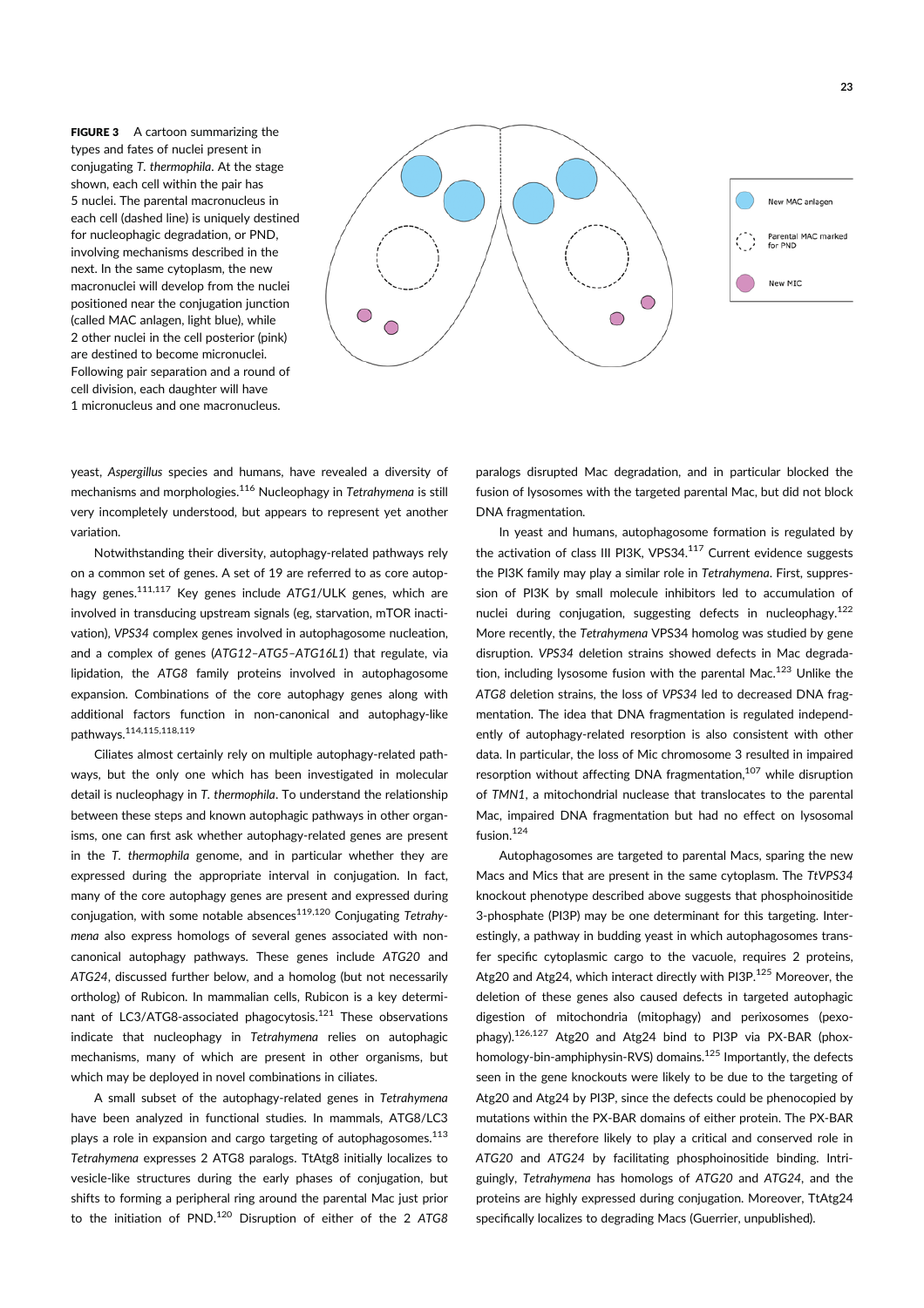**FIGURE 3** A cartoon summarizing the types and fates of nuclei present in conjugating *T. thermophila*. At the stage shown, each cell within the pair has 5 nuclei. The parental macronucleus in each cell (dashed line) is uniquely destined for nucleophagic degradation, or PND, involving mechanisms described in the next. In the same cytoplasm, the new macronuclei will develop from the nuclei positioned near the conjugation junction (called MAC anlagen, light blue), while 2 other nuclei in the cell posterior (pink) are destined to become micronuclei. Following pair separation and a round of cell division, each daughter will have 1 micronucleus and one macronucleus.

yeast, *Aspergillus* species and humans, have revealed a diversity of mechanisms and morphologies.[116] Nucleophagy in *Tetrahymena* is still very incompletely understood, but appears to represent yet another variation.

Notwithstanding their diversity, autophagy-related pathways rely on a common set of genes. A set of 19 are referred to as core autophagy genes.[111,117] Key genes include *ATG1*/ULK genes, which are involved in transducing upstream signals (eg, starvation, mTOR inactivation), *VPS34* complex genes involved in autophagosome nucleation, and a complex of genes (*ATG12*–*ATG5*–*ATG16L1*) that regulate, via lipidation, the *ATG8* family proteins involved in autophagosome expansion. Combinations of the core autophagy genes along with additional factors function in non-canonical and autophagy-like pathways.[114,115,118,119]

Ciliates almost certainly rely on multiple autophagy-related pathways, but the only one which has been investigated in molecular detail is nucleophagy in *T. thermophila*. To understand the relationship between these steps and known autophagic pathways in other organisms, one can first ask whether autophagy-related genes are present in the *T. thermophila* genome, and in particular whether they are expressed during the appropriate interval in conjugation. In fact, many of the core autophagy genes are present and expressed during conjugation, with some notable absences[119,120] Conjugating *Tetrahymena* also express homologs of several genes associated with non-canonical autophagy pathways. These genes include *ATG20* and *ATG24*, discussed further below, and a homolog (but not necessarily ortholog) of Rubicon. In mammalian cells, Rubicon is a key determinant of LC3/ATG8-associated phagocytosis.[121] These observations indicate that nucleophagy in *Tetrahymena* relies on autophagic mechanisms, many of which are present in other organisms, but which may be deployed in novel combinations in ciliates.

A small subset of the autophagy-related genes in *Tetrahymena* have been analyzed in functional studies. In mammals, ATG8/LC3 plays a role in expansion and cargo targeting of autophagosomes.[113] *Tetrahymena* expresses 2 ATG8 paralogs. TtAtg8 initially localizes to vesicle-like structures during the early phases of conjugation, but shifts to forming a peripheral ring around the parental Mac just prior to the initiation of PND.[120] Disruption of either of the 2 *ATG8* paralogs disrupted Mac degradation, and in particular blocked the fusion of lysosomes with the targeted parental Mac, but did not block DNA fragmentation.

In yeast and humans, autophagosome formation is regulated by the activation of class III PI3K, VPS34.[117] Current evidence suggests the PI3K family may play a similar role in *Tetrahymena*. First, suppression of PI3K by small molecule inhibitors led to accumulation of nuclei during conjugation, suggesting defects in nucleophagy.[122] More recently, the *Tetrahymena* VPS34 homolog was studied by gene disruption. *VPS34* deletion strains showed defects in Mac degradation, including lysosome fusion with the parental Mac.[123] Unlike the *ATG8* deletion strains, the loss of *VPS34* led to decreased DNA fragmentation. The idea that DNA fragmentation is regulated independently of autophagy-related resorption is also consistent with other data. In particular, the loss of Mic chromosome 3 resulted in impaired resorption without affecting DNA fragmentation,[107] while disruption of *TMN1*, a mitochondrial nuclease that translocates to the parental Mac, impaired DNA fragmentation but had no effect on lysosomal fusion.[124]

Autophagosomes are targeted to parental Macs, sparing the new Macs and Mics that are present in the same cytoplasm. The *TtVPS34* knockout phenotype described above suggests that phosphoinositide 3-phosphate (PI3P) may be one determinant for this targeting. Interestingly, a pathway in budding yeast in which autophagosomes transfer specific cytoplasmic cargo to the vacuole, requires 2 proteins, Atg20 and Atg24, which interact directly with PI3P.[125] Moreover, the deletion of these genes also caused defects in targeted autophagic digestion of mitochondria (mitophagy) and perixosomes (pexophagy).[126,127] Atg20 and Atg24 bind to PI3P via PX-BAR (phox-homology-bin-amphiphysin-RVS) domains.[125] Importantly, the defects seen in the gene knockouts were likely to be due to the targeting of Atg20 and Atg24 by PI3P, since the defects could be phenocopied by mutations within the PX-BAR domains of either protein. The PX-BAR domains are therefore likely to play a critical and conserved role in *ATG20* and *ATG24* by facilitating phosphoinositide binding. Intriguingly, *Tetrahymena* has homologs of *ATG20* and *ATG24*, and the proteins are highly expressed during conjugation. Moreover, TtAtg24 specifically localizes to degrading Macs (Guerrier, unpublished).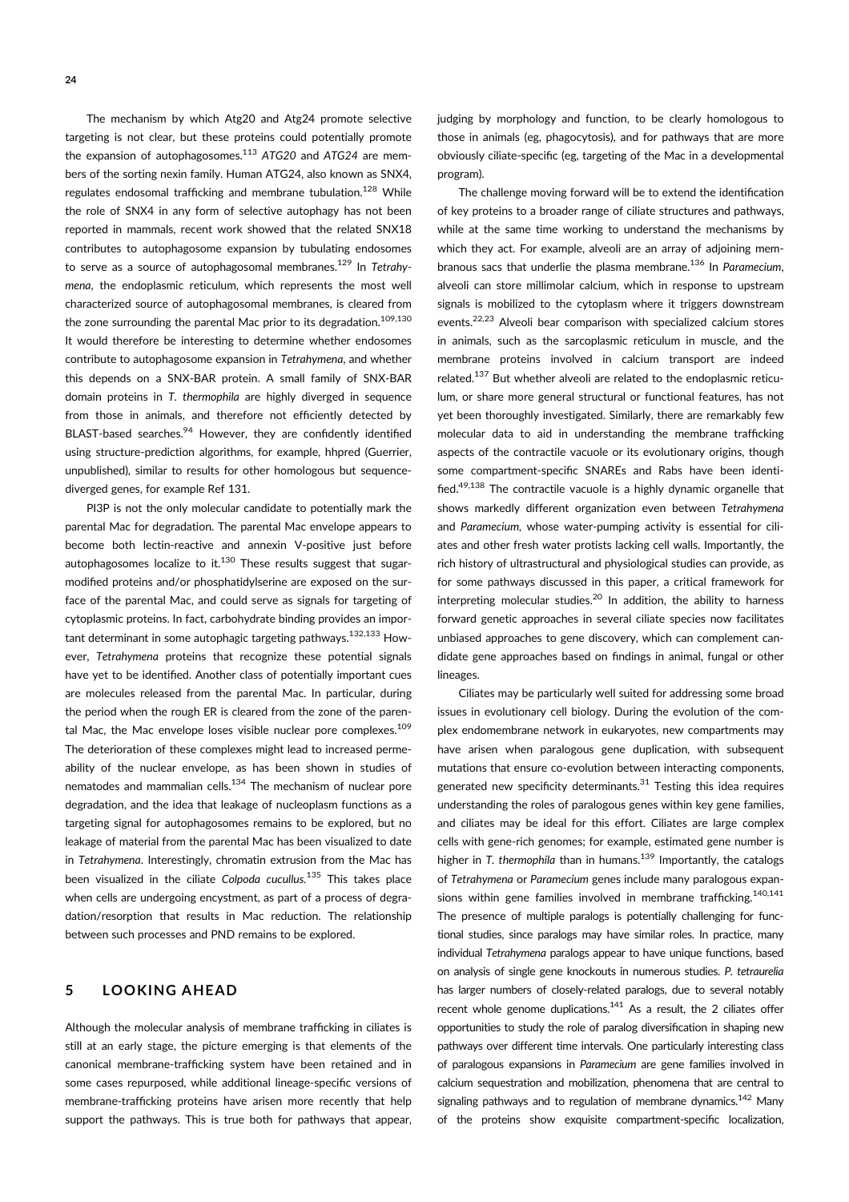The mechanism by which Atg20 and Atg24 promote selective targeting is not clear, but these proteins could potentially promote the expansion of autophagosomes.[113] *ATG20* and *ATG24* are members of the sorting nexin family. Human ATG24, also known as SNX4, regulates endosomal trafficking and membrane tubulation.[128] While the role of SNX4 in any form of selective autophagy has not been reported in mammals, recent work showed that the related SNX18 contributes to autophagosome expansion by tubulating endosomes to serve as a source of autophagosomal membranes.[129] In *Tetrahymena*, the endoplasmic reticulum, which represents the most well characterized source of autophagosomal membranes, is cleared from the zone surrounding the parental Mac prior to its degradation.[109,130] It would therefore be interesting to determine whether endosomes contribute to autophagosome expansion in *Tetrahymena*, and whether this depends on a SNX-BAR protein. A small family of SNX-BAR domain proteins in *T. thermophila* are highly diverged in sequence from those in animals, and therefore not efficiently detected by BLAST-based searches.[94] However, they are confidently identified using structure-prediction algorithms, for example, hhpred (Guerrier, unpublished), similar to results for other homologous but sequence-diverged genes, for example Ref 131.

PI3P is not the only molecular candidate to potentially mark the parental Mac for degradation. The parental Mac envelope appears to become both lectin-reactive and annexin V-positive just before autophagosomes localize to it.[130] These results suggest that sugar-modified proteins and/or phosphatidylserine are exposed on the surface of the parental Mac, and could serve as signals for targeting of cytoplasmic proteins. In fact, carbohydrate binding provides an important determinant in some autophagic targeting pathways.[132,133] However, *Tetrahymena* proteins that recognize these potential signals have yet to be identified. Another class of potentially important cues are molecules released from the parental Mac. In particular, during the period when the rough ER is cleared from the zone of the parental Mac, the Mac envelope loses visible nuclear pore complexes.[109] The deterioration of these complexes might lead to increased permeability of the nuclear envelope, as has been shown in studies of nematodes and mammalian cells.[134] The mechanism of nuclear pore degradation, and the idea that leakage of nucleoplasm functions as a targeting signal for autophagosomes remains to be explored, but no leakage of material from the parental Mac has been visualized to date in *Tetrahymena*. Interestingly, chromatin extrusion from the Mac has been visualized in the ciliate *Colpoda cucullus*.[135] This takes place when cells are undergoing encystment, as part of a process of degradation/resorption that results in Mac reduction. The relationship between such processes and PND remains to be explored.

## 5 LOOKING AHEAD

Although the molecular analysis of membrane trafficking in ciliates is still at an early stage, the picture emerging is that elements of the canonical membrane-trafficking system have been retained and in some cases repurposed, while additional lineage-specific versions of membrane-trafficking proteins have arisen more recently that help support the pathways. This is true both for pathways that appear, judging by morphology and function, to be clearly homologous to those in animals (eg, phagocytosis), and for pathways that are more obviously ciliate-specific (eg, targeting of the Mac in a developmental program).

The challenge moving forward will be to extend the identification of key proteins to a broader range of ciliate structures and pathways, while at the same time working to understand the mechanisms by which they act. For example, alveoli are an array of adjoining membranous sacs that underlie the plasma membrane.[136] In *Paramecium*, alveoli can store millimolar calcium, which in response to upstream signals is mobilized to the cytoplasm where it triggers downstream events.[22,23] Alveoli bear comparison with specialized calcium stores in animals, such as the sarcoplasmic reticulum in muscle, and the membrane proteins involved in calcium transport are indeed related.[137] But whether alveoli are related to the endoplasmic reticulum, or share more general structural or functional features, has not yet been thoroughly investigated. Similarly, there are remarkably few molecular data to aid in understanding the membrane trafficking aspects of the contractile vacuole or its evolutionary origins, though some compartment-specific SNAREs and Rabs have been identified.[49,138] The contractile vacuole is a highly dynamic organelle that shows markedly different organization even between *Tetrahymena* and *Paramecium*, whose water-pumping activity is essential for ciliates and other fresh water protists lacking cell walls. Importantly, the rich history of ultrastructural and physiological studies can provide, as for some pathways discussed in this paper, a critical framework for interpreting molecular studies.[20] In addition, the ability to harness forward genetic approaches in several ciliate species now facilitates unbiased approaches to gene discovery, which can complement candidate gene approaches based on findings in animal, fungal or other lineages.

Ciliates may be particularly well suited for addressing some broad issues in evolutionary cell biology. During the evolution of the complex endomembrane network in eukaryotes, new compartments may have arisen when paralogous gene duplication, with subsequent mutations that ensure co-evolution between interacting components, generated new specificity determinants.[31] Testing this idea requires understanding the roles of paralogous genes within key gene families, and ciliates may be ideal for this effort. Ciliates are large complex cells with gene-rich genomes; for example, estimated gene number is higher in *T. thermophila* than in humans.[139] Importantly, the catalogs of *Tetrahymena* or *Paramecium* genes include many paralogous expansions within gene families involved in membrane trafficking.[140,141] The presence of multiple paralogs is potentially challenging for functional studies, since paralogs may have similar roles. In practice, many individual *Tetrahymena* paralogs appear to have unique functions, based on analysis of single gene knockouts in numerous studies. *P. tetraurelia* has larger numbers of closely-related paralogs, due to several notably recent whole genome duplications.[141] As a result, the 2 ciliates offer opportunities to study the role of paralog diversification in shaping new pathways over different time intervals. One particularly interesting class of paralogous expansions in *Paramecium* are gene families involved in calcium sequestration and mobilization, phenomena that are central to signaling pathways and to regulation of membrane dynamics.[142] Many of the proteins show exquisite compartment-specific localization,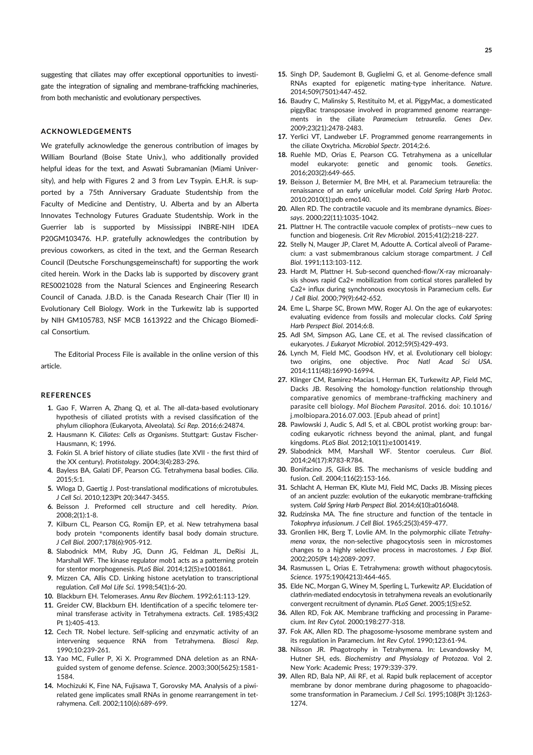suggesting that ciliates may offer exceptional opportunities to investigate the integration of signaling and membrane-trafficking machineries, from both mechanistic and evolutionary perspectives.

## ACKNOWLEDGEMENTS

We gratefully acknowledge the generous contribution of images by William Bourland (Boise State Univ.), who additionally provided helpful ideas for the text, and Aswati Subramanian (Miami University), and help with Figures 2 and 3 from Lev Tsypin. E.H.R. is supported by a 75th Anniversary Graduate Studentship from the Faculty of Medicine and Dentistry, U. Alberta and by an Alberta Innovates Technology Futures Graduate Studentship. Work in the Guerrier lab is supported by Mississippi INBRE-NIH IDEA P20GM103476. H.P. gratefully acknowledges the contribution by previous coworkers, as cited in the text, and the German Research Council (Deutsche Forschungsgemeinschaft) for supporting the work cited herein. Work in the Dacks lab is supported by discovery grant RES0021028 from the Natural Sciences and Engineering Research Council of Canada. J.B.D. is the Canada Research Chair (Tier II) in Evolutionary Cell Biology. Work in the Turkewitz lab is supported by NIH GM105783, NSF MCB 1613922 and the Chicago Biomedical Consortium.

The Editorial Process File is available in the online version of this article.

## REFERENCES

1. Gao F, Warren A, Zhang Q, et al. The all-data-based evolutionary hypothesis of ciliated protists with a revised classification of the phylum ciliophora (Eukaryota, Alveolata). *Sci Rep*. 2016;6:24874.
2. Hausmann K. *Ciliates: Cells as Organisms*. Stuttgart: Gustav Fischer-Hausmann, K; 1996.
3. Fokin SI. A brief history of ciliate studies (late XVII - the first third of the XX century). *Protistology*. 2004;3(4):283-296.
4. Bayless BA, Galati DF, Pearson CG. Tetrahymena basal bodies. *Cilia*. 2015;5:1.
5. Wloga D, Gaertig J. Post-translational modifications of microtubules. *J Cell Sci*. 2010;123(Pt 20):3447-3455.
6. Beisson J. Preformed cell structure and cell heredity. *Prion*. 2008;2(1):1-8.
7. Kilburn CL, Pearson CG, Romijn EP, et al. New tetrahymena basal body protein *components identify basal body domain structure. *J Cell Biol*. 2007;178(6):905-912.
8. Slabodnick MM, Ruby JG, Dunn JG, Feldman JL, DeRisi JL, Marshall WF. The kinase regulator mob1 acts as a patterning protein for stentor morphogenesis. *PLoS Biol*. 2014;12(5):e1001861.
9. Mizzen CA, Allis CD. Linking histone acetylation to transcriptional regulation. *Cell Mol Life Sci*. 1998;54(1):6-20.
10. Blackburn EH. Telomerases. *Annu Rev Biochem*. 1992;61:113-129.
11. Greider CW, Blackburn EH. Identification of a specific telomere terminal transferase activity in Tetrahymena extracts. *Cell*. 1985;43(2 Pt 1):405-413.
12. Cech TR. Nobel lecture. Self-splicing and enzymatic activity of an intervening sequence RNA from Tetrahymena. *Biosci Rep*. 1990;10:239-261.
13. Yao MC, Fuller P, Xi X. Programmed DNA deletion as an RNA-guided system of genome defense. *Science*. 2003;300(5625):1581-1584.
14. Mochizuki K, Fine NA, Fujisawa T, Gorovsky MA. Analysis of a piwi-related gene implicates small RNAs in genome rearrangement in tetrahymena. *Cell*. 2002;110(6):689-699.
15. Singh DP, Saudemont B, Guglielmi G, et al. Genome-defence small RNAs exapted for epigenetic mating-type inheritance. *Nature*. 2014;509(7501):447-452.
16. Baudry C, Malinsky S, Restituito M, et al. PiggyMac, a domesticated piggyBac transposase involved in programmed genome rearrangements in the ciliate *Paramecium tetraurelia*. *Genes Dev*. 2009;23(21):2478-2483.
17. Yerlici VT, Landweber LF. Programmed genome rearrangements in the ciliate Oxytricha. *Microbiol Spectr*. 2014;2:6.
18. Ruehle MD, Orias E, Pearson CG. Tetrahymena as a unicellular model eukaryote: genetic and genomic tools. *Genetics*. 2016;203(2):649-665.
19. Beisson J, Betermier M, Bre MH, et al. Paramecium tetraurelia: the renaissance of an early unicellular model. *Cold Spring Harb Protoc*. 2010;2010(1):pdb emo140.
20. Allen RD. The contractile vacuole and its membrane dynamics. *Bioessays*. 2000;22(11):1035-1042.
21. Plattner H. The contractile vacuole complex of protists--new cues to function and biogenesis. *Crit Rev Microbiol*. 2015;41(2):218-227.
22. Stelly N, Mauger JP, Claret M, Adoutte A. Cortical alveoli of Paramecium: a vast submembranous calcium storage compartment. *J Cell Biol*. 1991;113:103-112.
23. Hardt M, Plattner H. Sub-second quenched-flow/X-ray microanalysis shows rapid Ca2+ mobilization from cortical stores paralleled by Ca2+ influx during synchronous exocytosis in Paramecium cells. *Eur J Cell Biol*. 2000;79(9):642-652.
24. Eme L, Sharpe SC, Brown MW, Roger AJ. On the age of eukaryotes: evaluating evidence from fossils and molecular clocks. *Cold Spring Harb Perspect Biol*. 2014;6:8.
25. Adl SM, Simpson AG, Lane CE, et al. The revised classification of eukaryotes. *J Eukaryot Microbiol*. 2012;59(5):429-493.
26. Lynch M, Field MC, Goodson HV, et al. Evolutionary cell biology: two origins, one objective. *Proc Natl Acad Sci USA*. 2014;111(48):16990-16994.
27. Klinger CM, Ramirez-Macias I, Herman EK, Turkewitz AP, Field MC, Dacks JB. Resolving the homology-function relationship through comparative genomics of membrane-trafficking machinery and parasite cell biology. *Mol Biochem Parasitol*. 2016. doi: 10.1016/j.molbiopara.2016.07.003. [Epub ahead of print]
28. Pawlowski J, Audic S, Adl S, et al. CBOL protist working group: barcoding eukaryotic richness beyond the animal, plant, and fungal kingdoms. *PLoS Biol*. 2012;10(11):e1001419.
29. Slabodnick MM, Marshall WF. Stentor coeruleus. *Curr Biol*. 2014;24(17):R783-R784.
30. Bonifacino JS, Glick BS. The mechanisms of vesicle budding and fusion. *Cell*. 2004;116(2):153-166.
31. Schlacht A, Herman EK, Klute MJ, Field MC, Dacks JB. Missing pieces of an ancient puzzle: evolution of the eukaryotic membrane-trafficking system. *Cold Spring Harb Perspect Biol*. 2014;6(10):a016048.
32. Rudzinska MA. The fine structure and function of the tentacle in *Tokophrya infusionum*. *J Cell Biol*. 1965;25(3):459-477.
33. Gronlien HK, Berg T, Lovlie AM. In the polymorphic ciliate *Tetrahymena vorax*, the non-selective phagocytosis seen in microstomes changes to a highly selective process in macrostomes. *J Exp Biol*. 2002;205(Pt 14):2089-2097.
34. Rasmussen L, Orias E. Tetrahymena: growth without phagocytosis. *Science*. 1975;190(4213):464-465.
35. Elde NC, Morgan G, Winey M, Sperling L, Turkewitz AP. Elucidation of clathrin-mediated endocytosis in tetrahymena reveals an evolutionarily convergent recruitment of dynamin. *PLoS Genet*. 2005;1(5):e52.
36. Allen RD, Fok AK. Membrane trafficking and processing in Paramecium. *Int Rev Cytol*. 2000;198:277-318.
37. Fok AK, Allen RD. The phagosome-lysosome membrane system and its regulation in Paramecium. *Int Rev Cytol*. 1990;123:61-94.
38. Nilsson JR. Phagotrophy in Tetrahymena. In: Levandowsky M, Hutner SH, eds. *Biochemistry and Physiology of Protozoa*. Vol 2. New York: Academic Press; 1979:339-379.
39. Allen RD, Bala NP, Ali RF, et al. Rapid bulk replacement of acceptor membrane by donor membrane during phagosome to phagoacidosome transformation in Paramecium. *J Cell Sci*. 1995;108(Pt 3):1263-1274.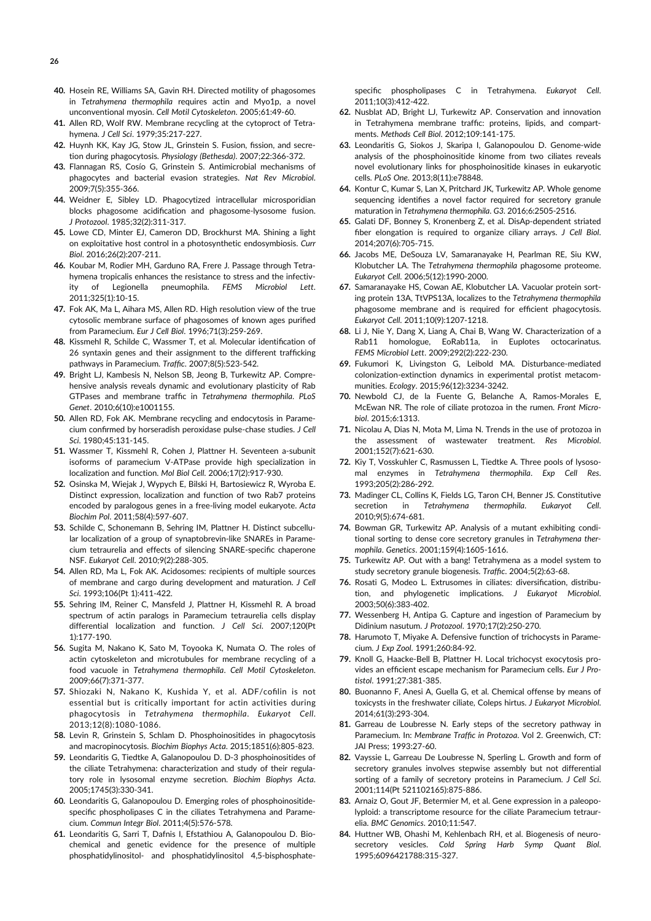40. Hosein RE, Williams SA, Gavin RH. Directed motility of phagosomes in *Tetrahymena thermophila* requires actin and Myo1p, a novel unconventional myosin. *Cell Motil Cytoskeleton*. 2005;61:49-60.
41. Allen RD, Wolf RW. Membrane recycling at the cytoproct of Tetrahymena. *J Cell Sci*. 1979;35:217-227.
42. Huynh KK, Kay JG, Stow JL, Grinstein S. Fusion, fission, and secretion during phagocytosis. *Physiology (Bethesda)*. 2007;22:366-372.
43. Flannagan RS, Cosío G, Grinstein S. Antimicrobial mechanisms of phagocytes and bacterial evasion strategies. *Nat Rev Microbiol*. 2009;7(5):355-366.
44. Weidner E, Sibley LD. Phagocytized intracellular microsporidian blocks phagosome acidification and phagosome-lysosome fusion. *J Protozool*. 1985;32(2):311-317.
45. Lowe CD, Minter EJ, Cameron DD, Brockhurst MA. Shining a light on exploitative host control in a photosynthetic endosymbiosis. *Curr Biol*. 2016;26(2):207-211.
46. Koubar M, Rodier MH, Garduno RA, Frere J. Passage through Tetrahymena tropicalis enhances the resistance to stress and the infectivity of Legionella pneumophila. *FEMS Microbiol Lett*. 2011;325(1):10-15.
47. Fok AK, Ma L, Aihara MS, Allen RD. High resolution view of the true cytosolic membrane surface of phagosomes of known ages purified from Paramecium. *Eur J Cell Biol*. 1996;71(3):259-269.
48. Kissmehl R, Schilde C, Wassmer T, et al. Molecular identification of 26 syntaxin genes and their assignment to the different trafficking pathways in Paramecium. *Traffic*. 2007;8(5):523-542.
49. Bright LJ, Kambesis N, Nelson SB, Jeong B, Turkewitz AP. Comprehensive analysis reveals dynamic and evolutionary plasticity of Rab GTPases and membrane traffic in *Tetrahymena thermophila*. *PLoS Genet*. 2010;6(10):e1001155.
50. Allen RD, Fok AK. Membrane recycling and endocytosis in Paramecium confirmed by horseradish peroxidase pulse-chase studies. *J Cell Sci*. 1980;45:131-145.
51. Wassmer T, Kissmehl R, Cohen J, Plattner H. Seventeen a-subunit isoforms of paramecium V-ATPase provide high specialization in localization and function. *Mol Biol Cell*. 2006;17(2):917-930.
52. Osinska M, Wiejak J, Wypych E, Bilski H, Bartosiewicz R, Wyroba E. Distinct expression, localization and function of two Rab7 proteins encoded by paralogous genes in a free-living model eukaryote. *Acta Biochim Pol*. 2011;58(4):597-607.
53. Schilde C, Schonemann B, Sehring IM, Plattner H. Distinct subcellular localization of a group of synaptobrevin-like SNAREs in Paramecium tetraurelia and effects of silencing SNARE-specific chaperone NSF. *Eukaryot Cell*. 2010;9(2):288-305.
54. Allen RD, Ma LX, Fok AK. Acidosomes: recipients of multiple sources of membrane and cargo during development and maturation. *J Cell Sci*. 1993;106(Pt 1):411-422.
55. Sehring IM, Reiner C, Mansfeld J, Plattner H, Kissmehl R. A broad spectrum of actin paralogs in Paramecium tetraurelia cells display differential localization and function. *J Cell Sci*. 2007;120(Pt 1):177-190.
56. Sugita M, Nakano K, Sato M, Toyooka K, Numata O. The roles of actin cytoskeleton and microtubules for membrane recycling of a food vacuole in *Tetrahymena thermophila*. *Cell Motil Cytoskeleton*. 2009;66(7):371-377.
57. Shiozaki N, Nakano K, Kushida Y, et al. ADF/cofilin is not essential but is critically important for actin activities during phagocytosis in *Tetrahymena thermophila*. *Eukaryot Cell*. 2013;12(8):1080-1086.
58. Levin R, Grinstein S, Schlam D. Phosphoinositides in phagocytosis and macropinocytosis. *Biochim Biophys Acta*. 2015;1851(6):805-823.
59. Leondaritis G, Tiedtke A, Galanopoulou D. D-3 phosphoinositides of the ciliate Tetrahymena: characterization and study of their regulatory role in lysosomal enzyme secretion. *Biochim Biophys Acta*. 2005;1745(3):330-341.
60. Leondaritis G, Galanopoulou D. Emerging roles of phosphoinositide-specific phospholipases C in the ciliates Tetrahymena and Paramecium. *Commun Integr Biol*. 2011;4(5):576-578.
61. Leondaritis G, Sarri T, Dafnis I, Efstathiou A, Galanopoulou D. Biochemical and genetic evidence for the presence of multiple phosphatidylinositol- and phosphatidylinositol 4,5-bisphosphate-specific phospholipases C in Tetrahymena. *Eukaryot Cell*. 2011;10(3):412-422.
62. Nusblat AD, Bright LJ, Turkewitz AP. Conservation and innovation in Tetrahymena membrane traffic: proteins, lipids, and compartments. *Methods Cell Biol*. 2012;109:141-175.
63. Leondaritis G, Siokos J, Skaripa I, Galanopoulou D. Genome-wide analysis of the phosphoinositide kinome from two ciliates reveals novel evolutionary links for phosphoinositide kinases in eukaryotic cells. *PLoS One*. 2013;8(11):e78848.
64. Kontur C, Kumar S, Lan X, Pritchard JK, Turkewitz AP. Whole genome sequencing identifies a novel factor required for secretory granule maturation in *Tetrahymena thermophila*. *G3*. 2016;6:2505-2516.
65. Galati DF, Bonney S, Kronenberg Z, et al. DisAp-dependent striated fiber elongation is required to organize ciliary arrays. *J Cell Biol*. 2014;207(6):705-715.
66. Jacobs ME, DeSouza LV, Samaranayake H, Pearlman RE, Siu KW, Klobutcher LA. The *Tetrahymena thermophila* phagosome proteome. *Eukaryot Cell*. 2006;5(12):1990-2000.
67. Samaranayake HS, Cowan AE, Klobutcher LA. Vacuolar protein sorting protein 13A, TtVPS13A, localizes to the *Tetrahymena thermophila* phagosome membrane and is required for efficient phagocytosis. *Eukaryot Cell*. 2011;10(9):1207-1218.
68. Li J, Nie Y, Dang X, Liang A, Chai B, Wang W. Characterization of a Rab11 homologue, EoRab11a, in Euplotes octocarinatus. *FEMS Microbiol Lett*. 2009;292(2):222-230.
69. Fukumori K, Livingston G, Leibold MA. Disturbance-mediated colonization-extinction dynamics in experimental protist metacommunities. *Ecology*. 2015;96(12):3234-3242.
70. Newbold CJ, de la Fuente G, Belanche A, Ramos-Morales E, McEwan NR. The role of ciliate protozoa in the rumen. *Front Microbiol*. 2015;6:1313.
71. Nicolau A, Dias N, Mota M, Lima N. Trends in the use of protozoa in the assessment of wastewater treatment. *Res Microbiol*. 2001;152(7):621-630.
72. Kiy T, Vosskuhler C, Rasmussen L, Tiedtke A. Three pools of lysosomal enzymes in *Tetrahymena thermophila*. *Exp Cell Res*. 1993;205(2):286-292.
73. Madinger CL, Collins K, Fields LG, Taron CH, Benner JS. Constitutive secretion in *Tetrahymena thermophila*. *Eukaryot Cell*. 2010;9(5):674-681.
74. Bowman GR, Turkewitz AP. Analysis of a mutant exhibiting conditional sorting to dense core secretory granules in *Tetrahymena thermophila*. *Genetics*. 2001;159(4):1605-1616.
75. Turkewitz AP. Out with a bang! Tetrahymena as a model system to study secretory granule biogenesis. *Traffic*. 2004;5(2):63-68.
76. Rosati G, Modeo L. Extrusomes in ciliates: diversification, distribution, and phylogenetic implications. *J Eukaryot Microbiol*. 2003;50(6):383-402.
77. Wessenberg H, Antipa G. Capture and ingestion of Paramecium by Didinium nasutum. *J Protozool*. 1970;17(2):250-270.
78. Harumoto T, Miyake A. Defensive function of trichocysts in Paramecium. *J Exp Zool*. 1991;260:84-92.
79. Knoll G, Haacke-Bell B, Plattner H. Local trichocyst exocytosis provides an efficient escape mechanism for Paramecium cells. *Eur J Protistol*. 1991;27:381-385.
80. Buonanno F, Anesi A, Guella G, et al. Chemical offense by means of toxicysts in the freshwater ciliate, Coleps hirtus. *J Eukaryot Microbiol*. 2014;61(3):293-304.
81. Garreau de Loubresse N. Early steps of the secretory pathway in Paramecium. In: *Membrane Traffic in Protozoa*. Vol 2. Greenwich, CT: JAI Press; 1993:27-60.
82. Vayssie L, Garreau De Loubresse N, Sperling L. Growth and form of secretory granules involves stepwise assembly but not differential sorting of a family of secretory proteins in Paramecium. *J Cell Sci*. 2001;114(Pt 521102165):875-886.
83. Arnaiz O, Gout JF, Betermier M, et al. Gene expression in a paleopolyploid: a transcriptome resource for the ciliate Paramecium tetraurelia. *BMC Genomics*. 2010;11:547.
84. Huttner WB, Ohashi M, Kehlenbach RH, et al. Biogenesis of neurosecretory vesicles. *Cold Spring Harb Symp Quant Biol*. 1995;6096421788:315-327.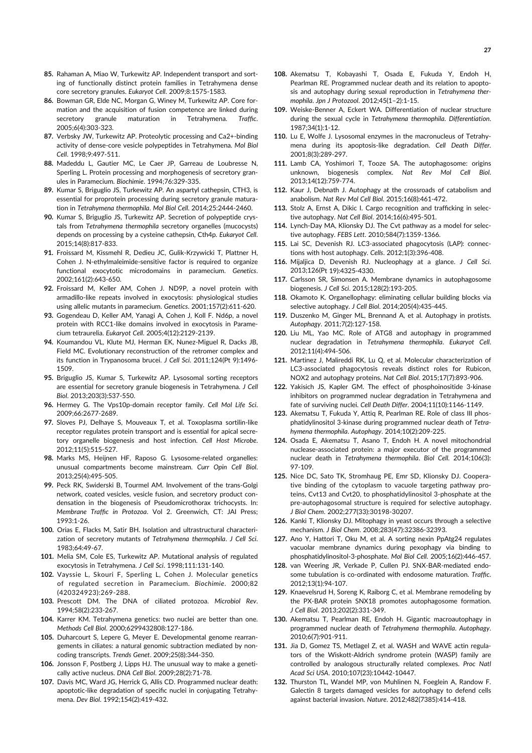85. Rahaman A, Miao W, Turkewitz AP. Independent transport and sorting of functionally distinct protein families in Tetrahymena dense core secretory granules. *Eukaryot Cell*. 2009;8:1575-1583.
86. Bowman GR, Elde NC, Morgan G, Winey M, Turkewitz AP. Core formation and the acquisition of fusion competence are linked during secretory granule maturation in Tetrahymena. *Traffic*. 2005;6(4):303-323.
87. Verbsky JW, Turkewitz AP. Proteolytic processing and Ca2+-binding activity of dense-core vesicle polypeptides in Tetrahymena. *Mol Biol Cell*. 1998;9:497-511.
88. Madeddu L, Gautier MC, Le Caer JP, Garreau de Loubresse N, Sperling L. Protein processing and morphogenesis of secretory granules in Paramecium. *Biochimie*. 1994;76:329-335.
89. Kumar S, Briguglio JS, Turkewitz AP. An aspartyl cathepsin, CTH3, is essential for proprotein processing during secretory granule maturation in *Tetrahymena thermophila*. *Mol Biol Cell*. 2014;25:2444-2460.
90. Kumar S, Briguglio JS, Turkewitz AP. Secretion of polypeptide crystals from *Tetrahymena thermophila* secretory organelles (mucocysts) depends on processing by a cysteine cathepsin, Cth4p. *Eukaryot Cell*. 2015;14(8):817-833.
91. Froissard M, Kissmehl R, Dedieu JC, Gulik-Krzywicki T, Plattner H, Cohen J. N-ethylmaleimide-sensitive factor is required to organize functional exocytotic microdomains in paramecium. *Genetics*. 2002;161(2):643-650.
92. Froissard M, Keller AM, Cohen J. ND9P, a novel protein with armadillo-like repeats involved in exocytosis: physiological studies using allelic mutants in paramecium. *Genetics*. 2001;157(2):611-620.
93. Gogendeau D, Keller AM, Yanagi A, Cohen J, Koll F. Nd6p, a novel protein with RCC1-like domains involved in exocytosis in Paramecium tetraurelia. *Eukaryot Cell*. 2005;4(12):2129-2139.
94. Koumandou VL, Klute MJ, Herman EK, Nunez-Miguel R, Dacks JB, Field MC. Evolutionary reconstruction of the retromer complex and its function in Trypanosoma brucei. *J Cell Sci*. 2011;124(Pt 9):1496-1509.
95. Briguglio JS, Kumar S, Turkewitz AP. Lysosomal sorting receptors are essential for secretory granule biogenesis in Tetrahymena. *J Cell Biol*. 2013;203(3):537-550.
96. Hermey G. The Vps10p-domain receptor family. *Cell Mol Life Sci*. 2009;66:2677-2689.
97. Sloves PJ, Delhaye S, Mouveaux T, et al. Toxoplasma sortilin-like receptor regulates protein transport and is essential for apical secretory organelle biogenesis and host infection. *Cell Host Microbe*. 2012;11(5):515-527.
98. Marks MS, Heijnen HF, Raposo G. Lysosome-related organelles: unusual compartments become mainstream. *Curr Opin Cell Biol*. 2013;25(4):495-505.
99. Peck RK, Swiderski B, Tourmel AM. Involvement of the trans-Golgi network, coated vesicles, vesicle fusion, and secretory product condensation in the biogenesis of Pseudomicrothorax trichocysts. In: *Membrane Traffic in Protozoa*. Vol 2. Greenwich, CT: JAI Press; 1993:1-26.
100. Orias E, Flacks M, Satir BH. Isolation and ultrastructural characterization of secretory mutants of *Tetrahymena thermophila*. *J Cell Sci*. 1983;64:49-67.
101. Melia SM, Cole ES, Turkewitz AP. Mutational analysis of regulated exocytosis in Tetrahymena. *J Cell Sci*. 1998;111:131-140.
102. Vayssie L, Skouri F, Sperling L, Cohen J. Molecular genetics of regulated secretion in Paramecium. *Biochimie*. 2000;82 (420324923):269-288.
103. Prescott DM. The DNA of ciliated protozoa. *Microbiol Rev*. 1994;58(2):233-267.
104. Karrer KM. Tetrahymena genetics: two nuclei are better than one. *Methods Cell Biol*. 2000;6299432808:127-186.
105. Duharcourt S, Lepere G, Meyer E. Developmental genome rearrangements in ciliates: a natural genomic subtraction mediated by non-coding transcripts. *Trends Genet*. 2009;25(8):344-350.
106. Jonsson F, Postberg J, Lipps HJ. The unusual way to make a genetically active nucleus. *DNA Cell Biol*. 2009;28(2):71-78.
107. Davis MC, Ward JG, Herrick G, Allis CD. Programmed nuclear death: apoptotic-like degradation of specific nuclei in conjugating Tetrahymena. *Dev Biol*. 1992;154(2):419-432.
108. Akematsu T, Kobayashi T, Osada E, Fukuda Y, Endoh H, Pearlman RE. Programmed nuclear death and its relation to apoptosis and autophagy during sexual reproduction in *Tetrahymena thermophila*. *Jpn J Protozool*. 2012;45(1–2):1-15.
109. Weiske-Benner A, Eckert WA. Differentiation of nuclear structure during the sexual cycle in *Tetrahymena thermophila*. *Differentiation*. 1987;34(1):1-12.
110. Lu E, Wolfe J. Lysosomal enzymes in the macronucleus of Tetrahymena during its apoptosis-like degradation. *Cell Death Differ*. 2001;8(3):289-297.
111. Lamb CA, Yoshimori T, Tooze SA. The autophagosome: origins unknown, biogenesis complex. *Nat Rev Mol Cell Biol*. 2013;14(12):759-774.
112. Kaur J, Debnath J. Autophagy at the crossroads of catabolism and anabolism. *Nat Rev Mol Cell Biol*. 2015;16(8):461-472.
113. Stolz A, Ernst A, Dikic I. Cargo recognition and trafficking in selective autophagy. *Nat Cell Biol*. 2014;16(6):495-501.
114. Lynch-Day MA, Klionsky DJ. The Cvt pathway as a model for selective autophagy. *FEBS Lett*. 2010;584(7):1359-1366.
115. Lai SC, Devenish RJ. LC3-associated phagocytosis (LAP): connections with host autophagy. *Cells*. 2012;1(3):396-408.
116. Mijaljica D, Devenish RJ. Nucleophagy at a glance. *J Cell Sci*. 2013;126(Pt 19):4325-4330.
117. Carlsson SR, Simonsen A. Membrane dynamics in autophagosome biogenesis. *J Cell Sci*. 2015;128(2):193-205.
118. Okamoto K. Organellophagy: eliminating cellular building blocks via selective autophagy. *J Cell Biol*. 2014;205(4):435-445.
119. Duszenko M, Ginger ML, Brennand A, et al. Autophagy in protists. *Autophagy*. 2011;7(2):127-158.
120. Liu ML, Yao MC. Role of ATG8 and autophagy in programmed nuclear degradation in *Tetrahymena thermophila*. *Eukaryot Cell*. 2012;11(4):494-506.
121. Martinez J, Malireddi RK, Lu Q, et al. Molecular characterization of LC3-associated phagocytosis reveals distinct roles for Rubicon, NOX2 and autophagy proteins. *Nat Cell Biol*. 2015;17(7):893-906.
122. Yakisich JS, Kapler GM. The effect of phosphoinositide 3-kinase inhibitors on programmed nuclear degradation in Tetrahymena and fate of surviving nuclei. *Cell Death Differ*. 2004;11(10):1146-1149.
123. Akematsu T, Fukuda Y, Attiq R, Pearlman RE. Role of class III phosphatidylinositol 3-kinase during programmed nuclear death of *Tetrahymena thermophila*. *Autophagy*. 2014;10(2):209-225.
124. Osada E, Akematsu T, Asano T, Endoh H. A novel mitochondrial nuclease-associated protein: a major executor of the programmed nuclear death in *Tetrahymena thermophila*. *Biol Cell*. 2014;106(3):97-109.
125. Nice DC, Sato TK, Stromhaug PE, Emr SD, Klionsky DJ. Cooperative binding of the cytoplasm to vacuole targeting pathway proteins, Cvt13 and Cvt20, to phosphatidylinositol 3-phosphate at the pre-autophagosomal structure is required for selective autophagy. *J Biol Chem*. 2002;277(33):30198-30207.
126. Kanki T, Klionsky DJ. Mitophagy in yeast occurs through a selective mechanism. *J Biol Chem*. 2008;283(47):32386-32393.
127. Ano Y, Hattori T, Oku M, et al. A sorting nexin PpAtg24 regulates vacuolar membrane dynamics during pexophagy via binding to phosphatidylinositol-3-phosphate. *Mol Biol Cell*. 2005;16(2):446-457.
128. van Weering JR, Verkade P, Cullen PJ. SNX-BAR-mediated endosome tubulation is co-ordinated with endosome maturation. *Traffic*. 2012;13(1):94-107.
129. Knaevelsrud H, Soreng K, Raiborg C, et al. Membrane remodeling by the PX-BAR protein SNX18 promotes autophagosome formation. *J Cell Biol*. 2013;202(2):331-349.
130. Akematsu T, Pearlman RE, Endoh H. Gigantic macroautophagy in programmed nuclear death of *Tetrahymena thermophila*. *Autophagy*. 2010;6(7):901-911.
131. Jia D, Gomez TS, Metlagel Z, et al. WASH and WAVE actin regulators of the Wiskott-Aldrich syndrome protein (WASP) family are controlled by analogous structurally related complexes. *Proc Natl Acad Sci USA*. 2010;107(23):10442-10447.
132. Thurston TL, Wandel MP, von Muhlinen N, Foeglein A, Randow F. Galectin 8 targets damaged vesicles for autophagy to defend cells against bacterial invasion. *Nature*. 2012;482(7385):414-418.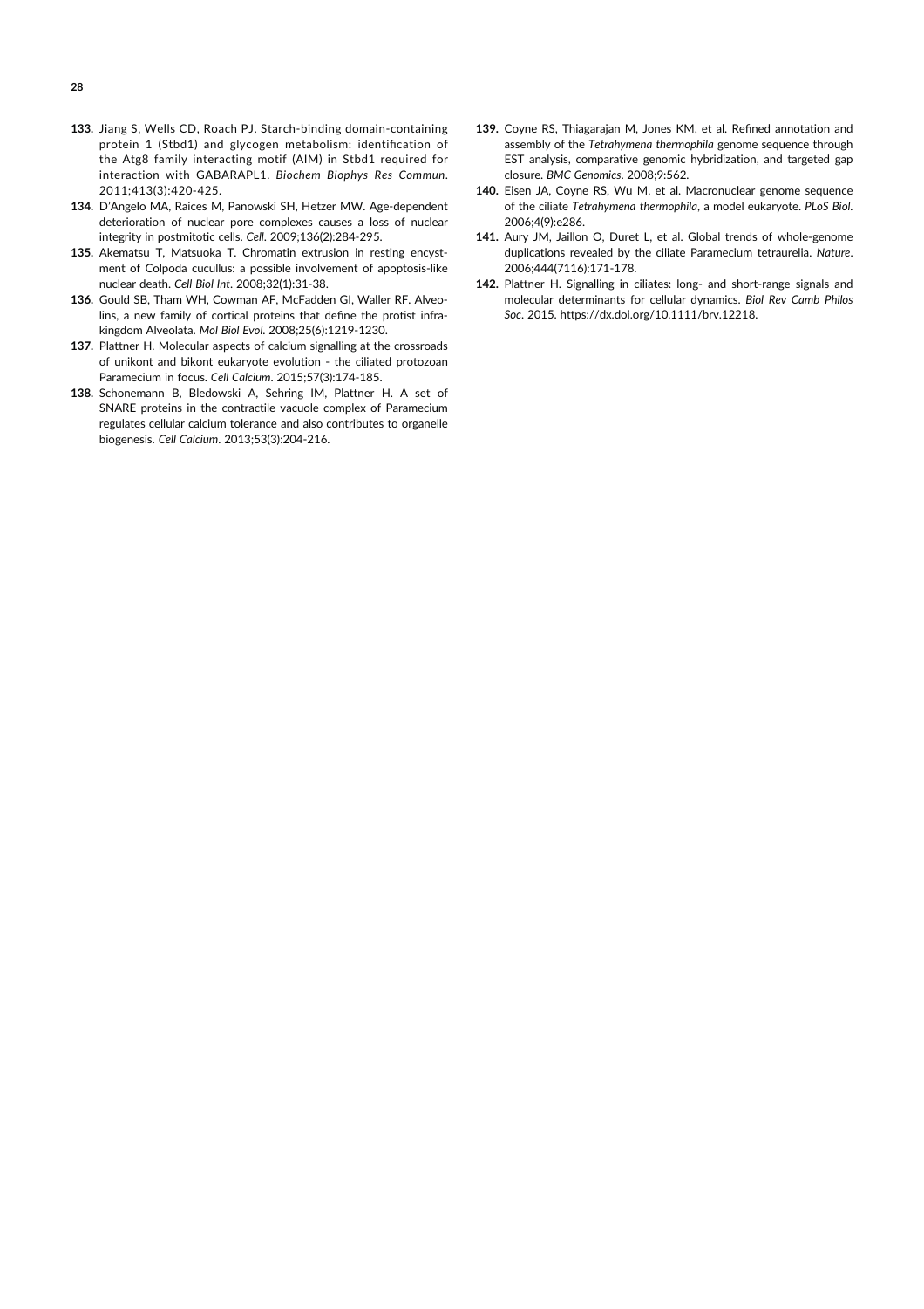133. Jiang S, Wells CD, Roach PJ. Starch-binding domain-containing protein 1 (Stbd1) and glycogen metabolism: identification of the Atg8 family interacting motif (AIM) in Stbd1 required for interaction with GABARAPL1. *Biochem Biophys Res Commun*. 2011;413(3):420-425.

134. D'Angelo MA, Raices M, Panowski SH, Hetzer MW. Age-dependent deterioration of nuclear pore complexes causes a loss of nuclear integrity in postmitotic cells. *Cell*. 2009;136(2):284-295.

135. Akematsu T, Matsuoka T. Chromatin extrusion in resting encystment of Colpoda cucullus: a possible involvement of apoptosis-like nuclear death. *Cell Biol Int*. 2008;32(1):31-38.

136. Gould SB, Tham WH, Cowman AF, McFadden GI, Waller RF. Alveolins, a new family of cortical proteins that define the protist infrakingdom Alveolata. *Mol Biol Evol*. 2008;25(6):1219-1230.

137. Plattner H. Molecular aspects of calcium signalling at the crossroads of unikont and bikont eukaryote evolution - the ciliated protozoan Paramecium in focus. *Cell Calcium*. 2015;57(3):174-185.

138. Schonemann B, Bledowski A, Sehring IM, Plattner H. A set of SNARE proteins in the contractile vacuole complex of Paramecium regulates cellular calcium tolerance and also contributes to organelle biogenesis. *Cell Calcium*. 2013;53(3):204-216.

139. Coyne RS, Thiagarajan M, Jones KM, et al. Refined annotation and assembly of the *Tetrahymena thermophila* genome sequence through EST analysis, comparative genomic hybridization, and targeted gap closure. *BMC Genomics*. 2008;9:562.

140. Eisen JA, Coyne RS, Wu M, et al. Macronuclear genome sequence of the ciliate *Tetrahymena thermophila*, a model eukaryote. *PLoS Biol*. 2006;4(9):e286.

141. Aury JM, Jaillon O, Duret L, et al. Global trends of whole-genome duplications revealed by the ciliate Paramecium tetraurelia. *Nature*. 2006;444(7116):171-178.

142. Plattner H. Signalling in ciliates: long- and short-range signals and molecular determinants for cellular dynamics. *Biol Rev Camb Philos Soc*. 2015. https://dx.doi.org/10.1111/brv.12218.